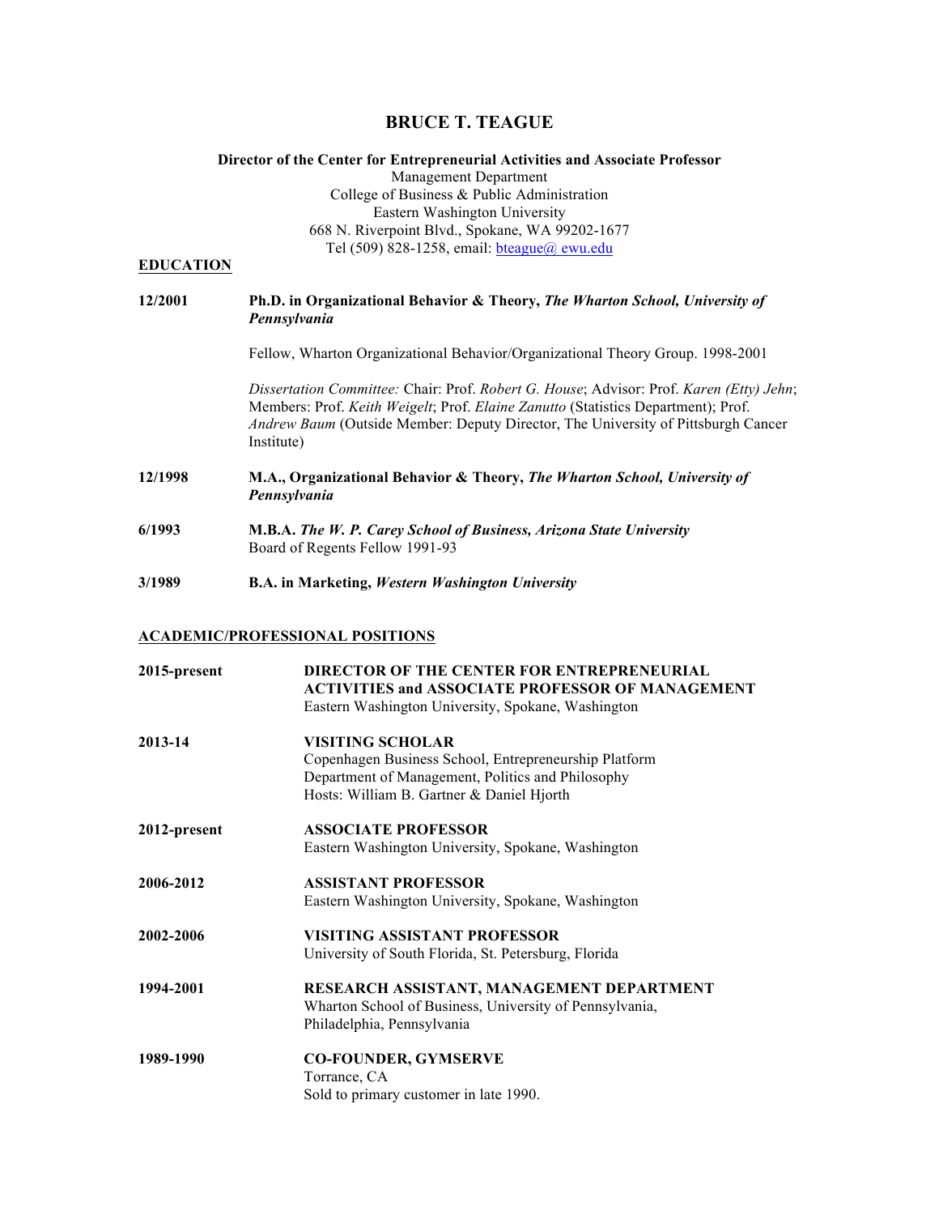# BRUCE T. TEAGUE

**Director of the Center for Entrepreneurial Activities and Associate Professor**
Management Department
College of Business & Public Administration
Eastern Washington University
668 N. Riverpoint Blvd., Spokane, WA 99202-1677
Tel (509) 828-1258, email: bteague@ ewu.edu

## EDUCATION

**12/2001** — **Ph.D. in Organizational Behavior & Theory, *The Wharton School, University of Pennsylvania***

Fellow, Wharton Organizational Behavior/Organizational Theory Group. 1998-2001

*Dissertation Committee:* Chair: Prof. *Robert G. House*; Advisor: Prof. *Karen (Etty) Jehn*; Members: Prof. *Keith Weigelt*; Prof. *Elaine Zanutto* (Statistics Department); Prof. *Andrew Baum* (Outside Member: Deputy Director, The University of Pittsburgh Cancer Institute)

**12/1998** — **M.A., Organizational Behavior & Theory, *The Wharton School, University of Pennsylvania***

**6/1993** — **M.B.A. *The W. P. Carey School of Business, Arizona State University***
Board of Regents Fellow 1991-93

**3/1989** — **B.A. in Marketing, *Western Washington University***

## ACADEMIC/PROFESSIONAL POSITIONS

**2015-present** — **DIRECTOR OF THE CENTER FOR ENTREPRENEURIAL ACTIVITIES and ASSOCIATE PROFESSOR OF MANAGEMENT**
Eastern Washington University, Spokane, Washington

**2013-14** — **VISITING SCHOLAR**
Copenhagen Business School, Entrepreneurship Platform
Department of Management, Politics and Philosophy
Hosts: William B. Gartner & Daniel Hjorth

**2012-present** — **ASSOCIATE PROFESSOR**
Eastern Washington University, Spokane, Washington

**2006-2012** — **ASSISTANT PROFESSOR**
Eastern Washington University, Spokane, Washington

**2002-2006** — **VISITING ASSISTANT PROFESSOR**
University of South Florida, St. Petersburg, Florida

**1994-2001** — **RESEARCH ASSISTANT, MANAGEMENT DEPARTMENT**
Wharton School of Business, University of Pennsylvania, Philadelphia, Pennsylvania

**1989-1990** — **CO-FOUNDER, GYMSERVE**
Torrance, CA
Sold to primary customer in late 1990.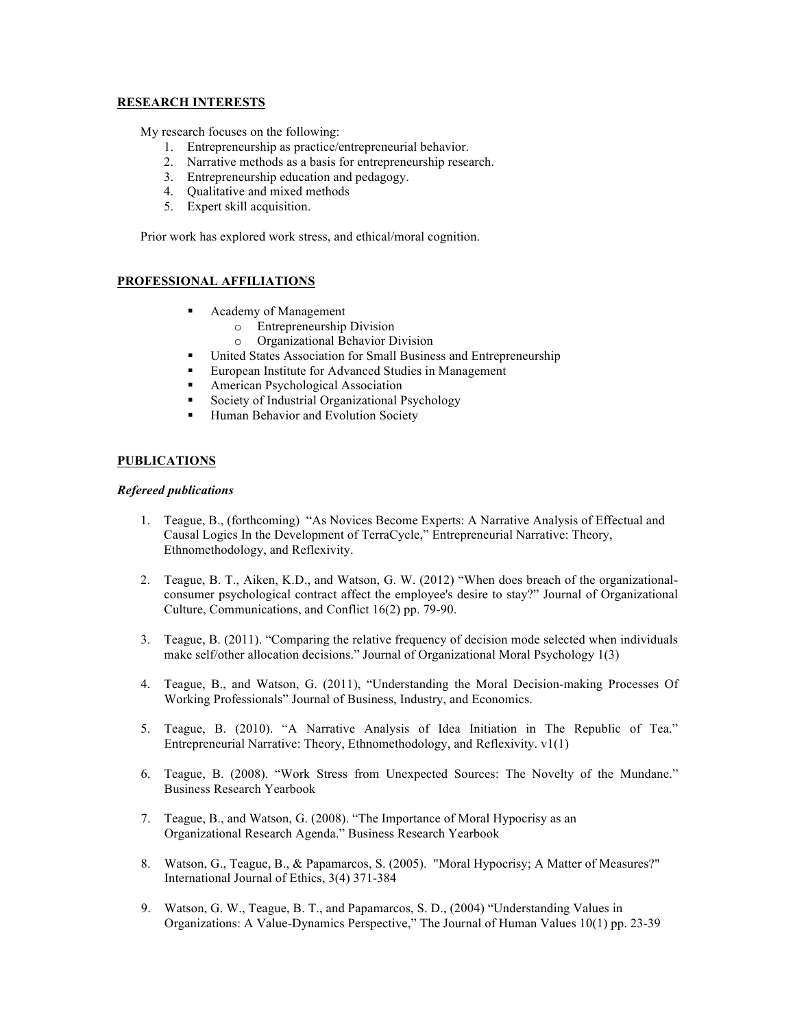## RESEARCH INTERESTS

My research focuses on the following:

1. Entrepreneurship as practice/entrepreneurial behavior.
2. Narrative methods as a basis for entrepreneurship research.
3. Entrepreneurship education and pedagogy.
4. Qualitative and mixed methods
5. Expert skill acquisition.

Prior work has explored work stress, and ethical/moral cognition.

## PROFESSIONAL AFFILIATIONS

- Academy of Management
  - Entrepreneurship Division
  - Organizational Behavior Division
- United States Association for Small Business and Entrepreneurship
- European Institute for Advanced Studies in Management
- American Psychological Association
- Society of Industrial Organizational Psychology
- Human Behavior and Evolution Society

## PUBLICATIONS

### *Refereed publications*

1. Teague, B., (forthcoming) "As Novices Become Experts: A Narrative Analysis of Effectual and Causal Logics In the Development of TerraCycle," Entrepreneurial Narrative: Theory, Ethnomethodology, and Reflexivity.

2. Teague, B. T., Aiken, K.D., and Watson, G. W. (2012) "When does breach of the organizational-consumer psychological contract affect the employee's desire to stay?" Journal of Organizational Culture, Communications, and Conflict 16(2) pp. 79-90.

3. Teague, B. (2011). "Comparing the relative frequency of decision mode selected when individuals make self/other allocation decisions." Journal of Organizational Moral Psychology 1(3)

4. Teague, B., and Watson, G. (2011), "Understanding the Moral Decision-making Processes Of Working Professionals" Journal of Business, Industry, and Economics.

5. Teague, B. (2010). "A Narrative Analysis of Idea Initiation in The Republic of Tea." Entrepreneurial Narrative: Theory, Ethnomethodology, and Reflexivity. v1(1)

6. Teague, B. (2008). "Work Stress from Unexpected Sources: The Novelty of the Mundane." Business Research Yearbook

7. Teague, B., and Watson, G. (2008). "The Importance of Moral Hypocrisy as an Organizational Research Agenda." Business Research Yearbook

8. Watson, G., Teague, B., & Papamarcos, S. (2005). "Moral Hypocrisy; A Matter of Measures?" International Journal of Ethics, 3(4) 371-384

9. Watson, G. W., Teague, B. T., and Papamarcos, S. D., (2004) "Understanding Values in Organizations: A Value-Dynamics Perspective," The Journal of Human Values 10(1) pp. 23-39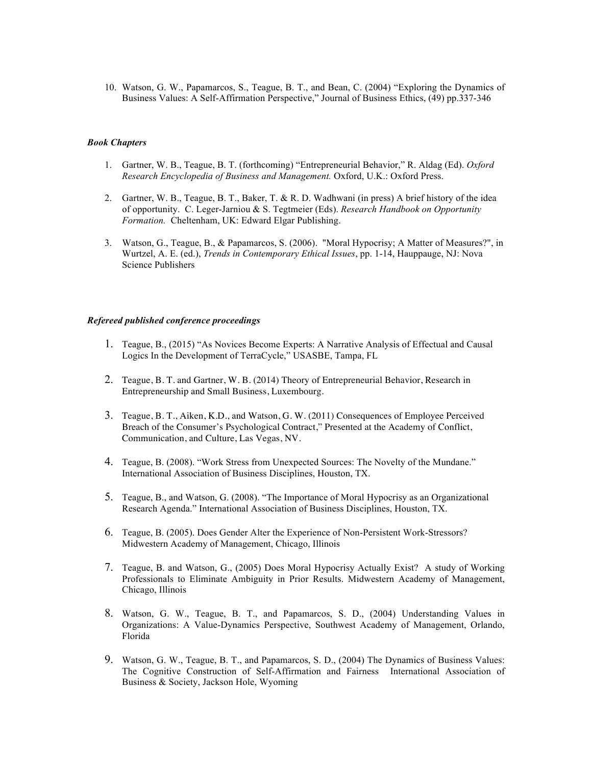10. Watson, G. W., Papamarcos, S., Teague, B. T., and Bean, C. (2004) “Exploring the Dynamics of Business Values: A Self-Affirmation Perspective,” Journal of Business Ethics, (49) pp.337-346

### *Book Chapters*

1. Gartner, W. B., Teague, B. T. (forthcoming) “Entrepreneurial Behavior,” R. Aldag (Ed). *Oxford Research Encyclopedia of Business and Management.* Oxford, U.K.: Oxford Press.

2. Gartner, W. B., Teague, B. T., Baker, T. & R. D. Wadhwani (in press) A brief history of the idea of opportunity. C. Leger-Jarniou & S. Tegtmeier (Eds). *Research Handbook on Opportunity Formation.* Cheltenham, UK: Edward Elgar Publishing.

3. Watson, G., Teague, B., & Papamarcos, S. (2006). "Moral Hypocrisy; A Matter of Measures?", in Wurtzel, A. E. (ed.), *Trends in Contemporary Ethical Issues*, pp. 1-14, Hauppauge, NJ: Nova Science Publishers

### *Refereed published conference proceedings*

1. Teague, B., (2015) “As Novices Become Experts: A Narrative Analysis of Effectual and Causal Logics In the Development of TerraCycle,” USASBE, Tampa, FL

2. Teague, B. T. and Gartner, W. B. (2014) Theory of Entrepreneurial Behavior, Research in Entrepreneurship and Small Business, Luxembourg.

3. Teague, B. T., Aiken, K.D., and Watson, G. W. (2011) Consequences of Employee Perceived Breach of the Consumer’s Psychological Contract,” Presented at the Academy of Conflict, Communication, and Culture, Las Vegas, NV.

4. Teague, B. (2008). “Work Stress from Unexpected Sources: The Novelty of the Mundane.” International Association of Business Disciplines, Houston, TX.

5. Teague, B., and Watson, G. (2008). “The Importance of Moral Hypocrisy as an Organizational Research Agenda.” International Association of Business Disciplines, Houston, TX.

6. Teague, B. (2005). Does Gender Alter the Experience of Non-Persistent Work-Stressors? Midwestern Academy of Management, Chicago, Illinois

7. Teague, B. and Watson, G., (2005) Does Moral Hypocrisy Actually Exist? A study of Working Professionals to Eliminate Ambiguity in Prior Results. Midwestern Academy of Management, Chicago, Illinois

8. Watson, G. W., Teague, B. T., and Papamarcos, S. D., (2004) Understanding Values in Organizations: A Value-Dynamics Perspective, Southwest Academy of Management, Orlando, Florida

9. Watson, G. W., Teague, B. T., and Papamarcos, S. D., (2004) The Dynamics of Business Values: The Cognitive Construction of Self-Affirmation and Fairness International Association of Business & Society, Jackson Hole, Wyoming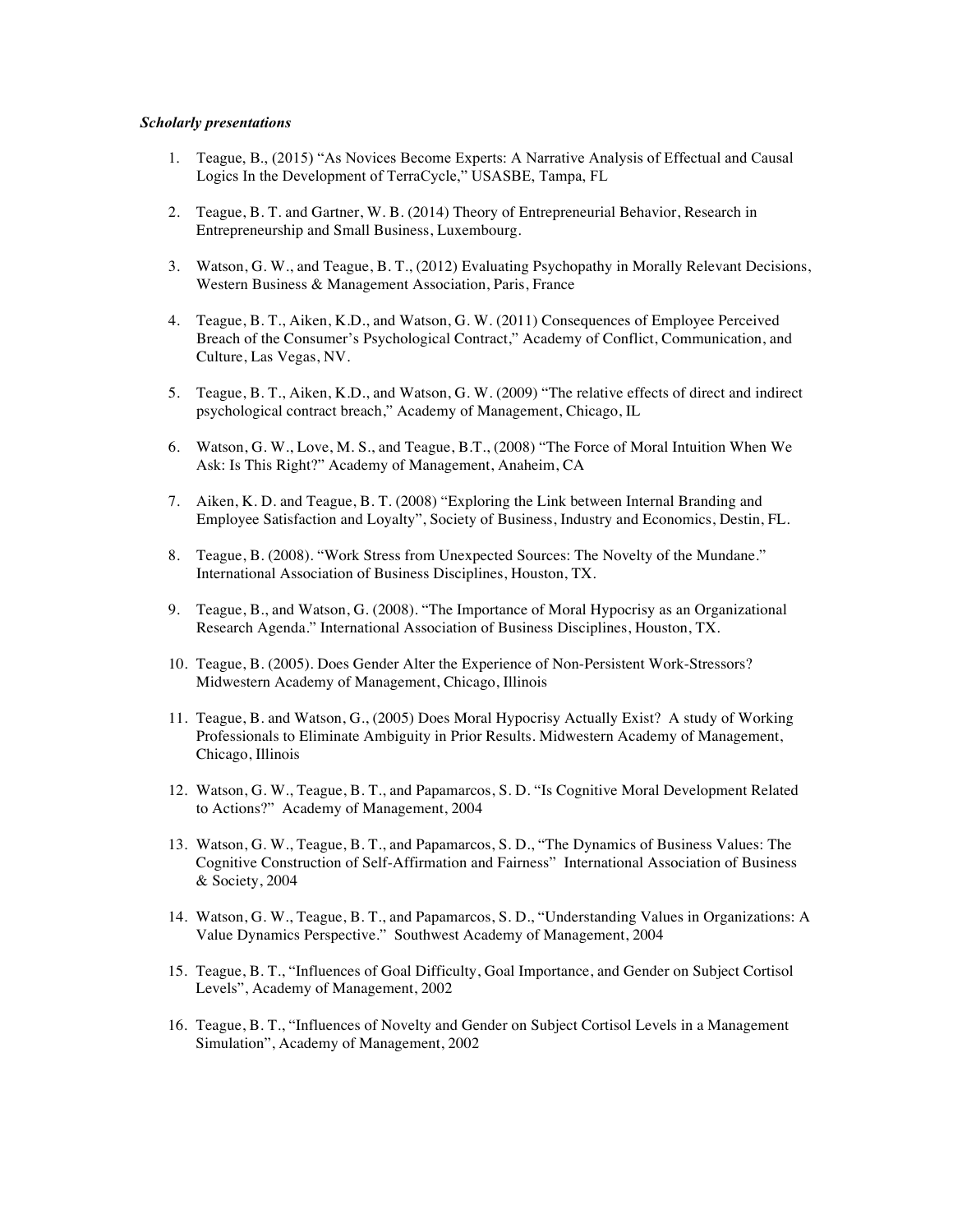***Scholarly presentations***

1. Teague, B., (2015) "As Novices Become Experts: A Narrative Analysis of Effectual and Causal Logics In the Development of TerraCycle," USASBE, Tampa, FL

2. Teague, B. T. and Gartner, W. B. (2014) Theory of Entrepreneurial Behavior, Research in Entrepreneurship and Small Business, Luxembourg.

3. Watson, G. W., and Teague, B. T., (2012) Evaluating Psychopathy in Morally Relevant Decisions, Western Business & Management Association, Paris, France

4. Teague, B. T., Aiken, K.D., and Watson, G. W. (2011) Consequences of Employee Perceived Breach of the Consumer's Psychological Contract," Academy of Conflict, Communication, and Culture, Las Vegas, NV.

5. Teague, B. T., Aiken, K.D., and Watson, G. W. (2009) "The relative effects of direct and indirect psychological contract breach," Academy of Management, Chicago, IL

6. Watson, G. W., Love, M. S., and Teague, B.T., (2008) "The Force of Moral Intuition When We Ask: Is This Right?" Academy of Management, Anaheim, CA

7. Aiken, K. D. and Teague, B. T. (2008) "Exploring the Link between Internal Branding and Employee Satisfaction and Loyalty", Society of Business, Industry and Economics, Destin, FL.

8. Teague, B. (2008). "Work Stress from Unexpected Sources: The Novelty of the Mundane." International Association of Business Disciplines, Houston, TX.

9. Teague, B., and Watson, G. (2008). "The Importance of Moral Hypocrisy as an Organizational Research Agenda." International Association of Business Disciplines, Houston, TX.

10. Teague, B. (2005). Does Gender Alter the Experience of Non-Persistent Work-Stressors? Midwestern Academy of Management, Chicago, Illinois

11. Teague, B. and Watson, G., (2005) Does Moral Hypocrisy Actually Exist? A study of Working Professionals to Eliminate Ambiguity in Prior Results. Midwestern Academy of Management, Chicago, Illinois

12. Watson, G. W., Teague, B. T., and Papamarcos, S. D. "Is Cognitive Moral Development Related to Actions?" Academy of Management, 2004

13. Watson, G. W., Teague, B. T., and Papamarcos, S. D., "The Dynamics of Business Values: The Cognitive Construction of Self-Affirmation and Fairness" International Association of Business & Society, 2004

14. Watson, G. W., Teague, B. T., and Papamarcos, S. D., "Understanding Values in Organizations: A Value Dynamics Perspective." Southwest Academy of Management, 2004

15. Teague, B. T., "Influences of Goal Difficulty, Goal Importance, and Gender on Subject Cortisol Levels", Academy of Management, 2002

16. Teague, B. T., "Influences of Novelty and Gender on Subject Cortisol Levels in a Management Simulation", Academy of Management, 2002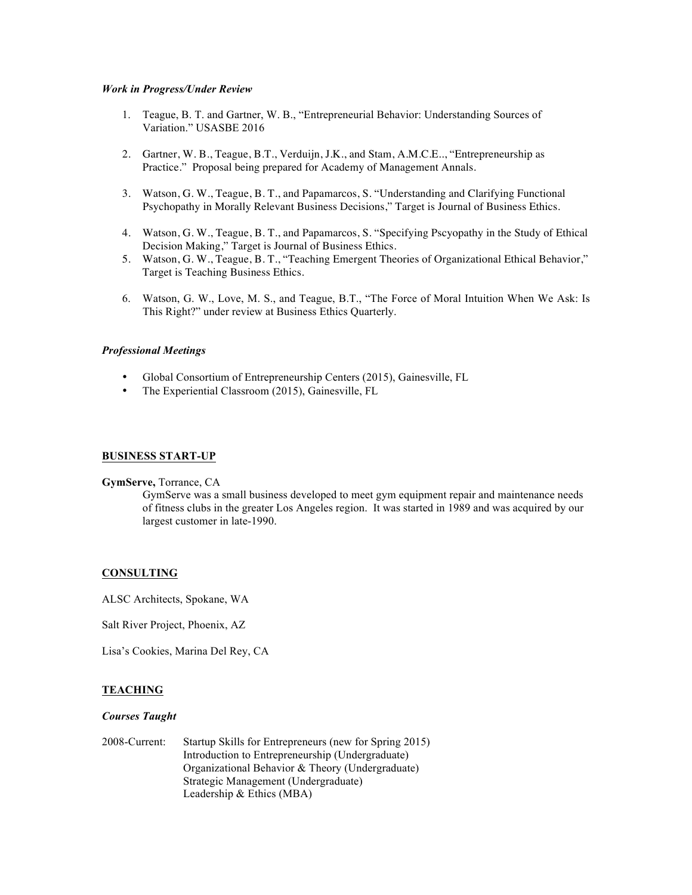***Work in Progress/Under Review***

1. Teague, B. T. and Gartner, W. B., "Entrepreneurial Behavior: Understanding Sources of Variation." USASBE 2016

2. Gartner, W. B., Teague, B.T., Verduijn, J.K., and Stam, A.M.C.E.., "Entrepreneurship as Practice." Proposal being prepared for Academy of Management Annals.

3. Watson, G. W., Teague, B. T., and Papamarcos, S. "Understanding and Clarifying Functional Psychopathy in Morally Relevant Business Decisions," Target is Journal of Business Ethics.

4. Watson, G. W., Teague, B. T., and Papamarcos, S. "Specifying Pscyopathy in the Study of Ethical Decision Making," Target is Journal of Business Ethics.
5. Watson, G. W., Teague, B. T., "Teaching Emergent Theories of Organizational Ethical Behavior," Target is Teaching Business Ethics.

6. Watson, G. W., Love, M. S., and Teague, B.T., "The Force of Moral Intuition When We Ask: Is This Right?" under review at Business Ethics Quarterly.

***Professional Meetings***

- Global Consortium of Entrepreneurship Centers (2015), Gainesville, FL
- The Experiential Classroom (2015), Gainesville, FL

## BUSINESS START-UP

**GymServe,** Torrance, CA

GymServe was a small business developed to meet gym equipment repair and maintenance needs of fitness clubs in the greater Los Angeles region. It was started in 1989 and was acquired by our largest customer in late-1990.

## CONSULTING

ALSC Architects, Spokane, WA

Salt River Project, Phoenix, AZ

Lisa's Cookies, Marina Del Rey, CA

## TEACHING

***Courses Taught***

2008-Current:
- Startup Skills for Entrepreneurs (new for Spring 2015)
- Introduction to Entrepreneurship (Undergraduate)
- Organizational Behavior & Theory (Undergraduate)
- Strategic Management (Undergraduate)
- Leadership & Ethics (MBA)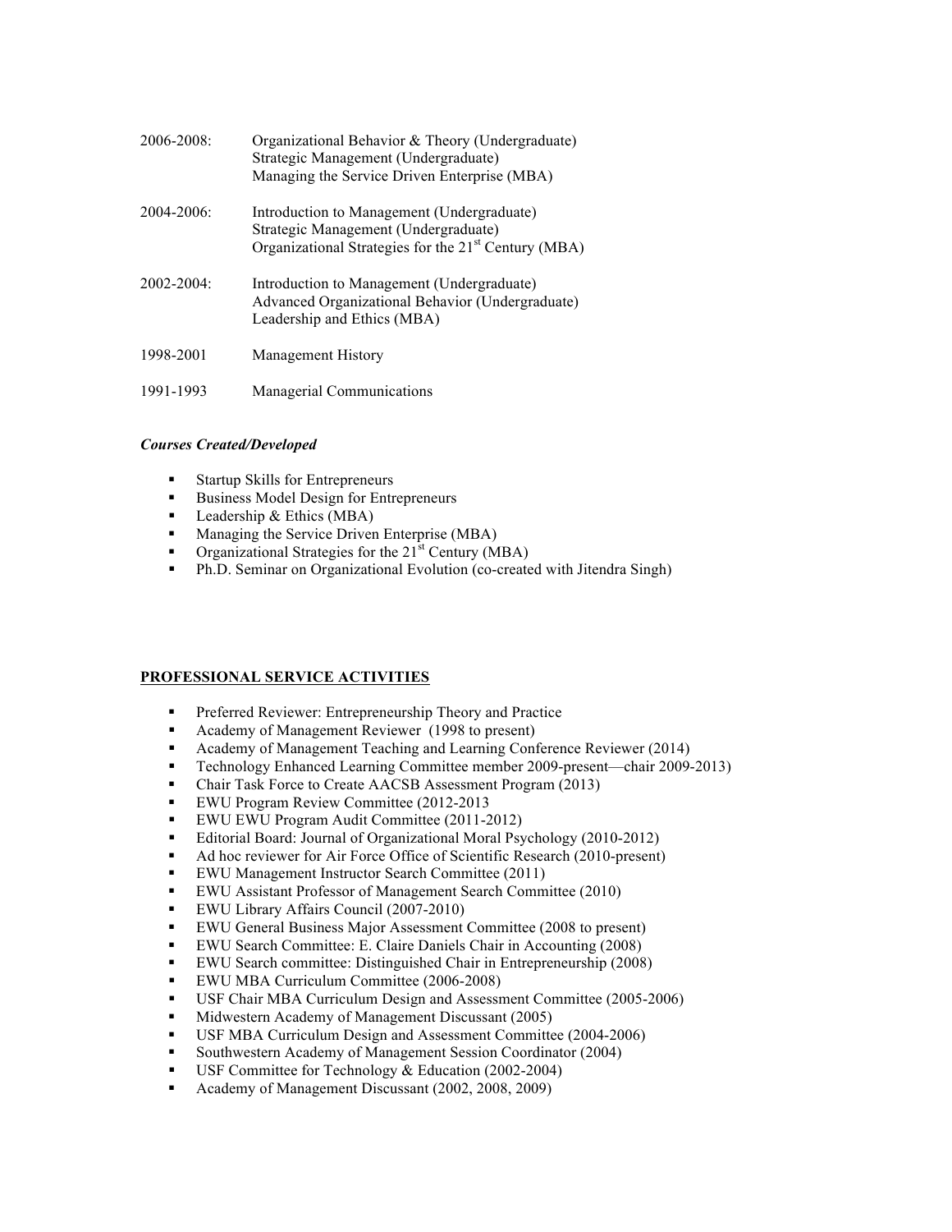| | |
|---|---|
| 2006-2008: | Organizational Behavior & Theory (Undergraduate)<br>Strategic Management (Undergraduate)<br>Managing the Service Driven Enterprise (MBA) |
| 2004-2006: | Introduction to Management (Undergraduate)<br>Strategic Management (Undergraduate)<br>Organizational Strategies for the 21st Century (MBA) |
| 2002-2004: | Introduction to Management (Undergraduate)<br>Advanced Organizational Behavior (Undergraduate)<br>Leadership and Ethics (MBA) |
| 1998-2001 | Management History |
| 1991-1993 | Managerial Communications |

***Courses Created/Developed***

- Startup Skills for Entrepreneurs
- Business Model Design for Entrepreneurs
- Leadership & Ethics (MBA)
- Managing the Service Driven Enterprise (MBA)
- Organizational Strategies for the 21st Century (MBA)
- Ph.D. Seminar on Organizational Evolution (co-created with Jitendra Singh)

## PROFESSIONAL SERVICE ACTIVITIES

- Preferred Reviewer: Entrepreneurship Theory and Practice
- Academy of Management Reviewer (1998 to present)
- Academy of Management Teaching and Learning Conference Reviewer (2014)
- Technology Enhanced Learning Committee member 2009-present—chair 2009-2013)
- Chair Task Force to Create AACSB Assessment Program (2013)
- EWU Program Review Committee (2012-2013
- EWU EWU Program Audit Committee (2011-2012)
- Editorial Board: Journal of Organizational Moral Psychology (2010-2012)
- Ad hoc reviewer for Air Force Office of Scientific Research (2010-present)
- EWU Management Instructor Search Committee (2011)
- EWU Assistant Professor of Management Search Committee (2010)
- EWU Library Affairs Council (2007-2010)
- EWU General Business Major Assessment Committee (2008 to present)
- EWU Search Committee: E. Claire Daniels Chair in Accounting (2008)
- EWU Search committee: Distinguished Chair in Entrepreneurship (2008)
- EWU MBA Curriculum Committee (2006-2008)
- USF Chair MBA Curriculum Design and Assessment Committee (2005-2006)
- Midwestern Academy of Management Discussant (2005)
- USF MBA Curriculum Design and Assessment Committee (2004-2006)
- Southwestern Academy of Management Session Coordinator (2004)
- USF Committee for Technology & Education (2002-2004)
- Academy of Management Discussant (2002, 2008, 2009)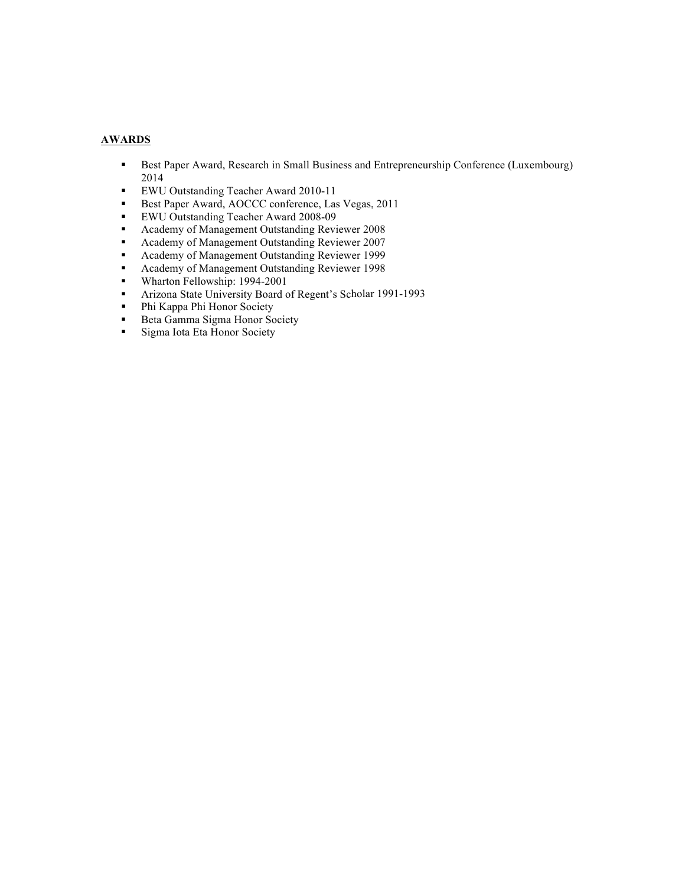## AWARDS

- Best Paper Award, Research in Small Business and Entrepreneurship Conference (Luxembourg) 2014
- EWU Outstanding Teacher Award 2010-11
- Best Paper Award, AOCCC conference, Las Vegas, 2011
- EWU Outstanding Teacher Award 2008-09
- Academy of Management Outstanding Reviewer 2008
- Academy of Management Outstanding Reviewer 2007
- Academy of Management Outstanding Reviewer 1999
- Academy of Management Outstanding Reviewer 1998
- Wharton Fellowship: 1994-2001
- Arizona State University Board of Regent's Scholar 1991-1993
- Phi Kappa Phi Honor Society
- Beta Gamma Sigma Honor Society
- Sigma Iota Eta Honor Society